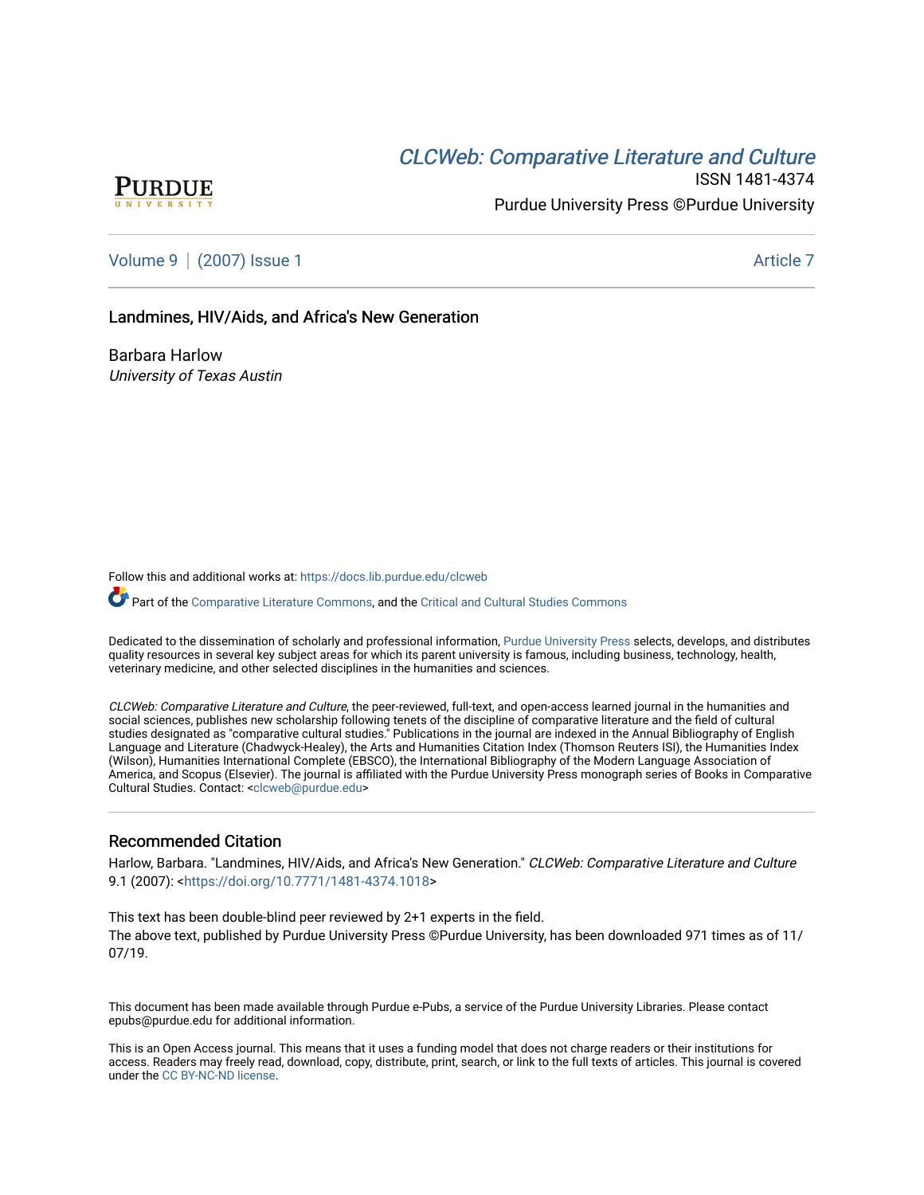[CLCWeb: Comparative Literature and Culture](https://docs.lib.purdue.edu/clcweb)

ISSN 1481-4374

Purdue University Press ©Purdue University

Volume 9 | (2007) Issue 1 | Article 7

# Landmines, HIV/Aids, and Africa's New Generation

Barbara Harlow
*University of Texas Austin*

Follow this and additional works at: https://docs.lib.purdue.edu/clcweb

Part of the Comparative Literature Commons, and the Critical and Cultural Studies Commons

Dedicated to the dissemination of scholarly and professional information, Purdue University Press selects, develops, and distributes quality resources in several key subject areas for which its parent university is famous, including business, technology, health, veterinary medicine, and other selected disciplines in the humanities and sciences.

*CLCWeb: Comparative Literature and Culture*, the peer-reviewed, full-text, and open-access learned journal in the humanities and social sciences, publishes new scholarship following tenets of the discipline of comparative literature and the field of cultural studies designated as "comparative cultural studies." Publications in the journal are indexed in the Annual Bibliography of English Language and Literature (Chadwyck-Healey), the Arts and Humanities Citation Index (Thomson Reuters ISI), the Humanities Index (Wilson), Humanities International Complete (EBSCO), the International Bibliography of the Modern Language Association of America, and Scopus (Elsevier). The journal is affiliated with the Purdue University Press monograph series of Books in Comparative Cultural Studies. Contact: <clcweb@purdue.edu>

## Recommended Citation

Harlow, Barbara. "Landmines, HIV/Aids, and Africa's New Generation." *CLCWeb: Comparative Literature and Culture* 9.1 (2007): <https://doi.org/10.7771/1481-4374.1018>

This text has been double-blind peer reviewed by 2+1 experts in the field.
The above text, published by Purdue University Press ©Purdue University, has been downloaded 971 times as of 11/07/19.

This document has been made available through Purdue e-Pubs, a service of the Purdue University Libraries. Please contact epubs@purdue.edu for additional information.

This is an Open Access journal. This means that it uses a funding model that does not charge readers or their institutions for access. Readers may freely read, download, copy, distribute, print, search, or link to the full texts of articles. This journal is covered under the CC BY-NC-ND license.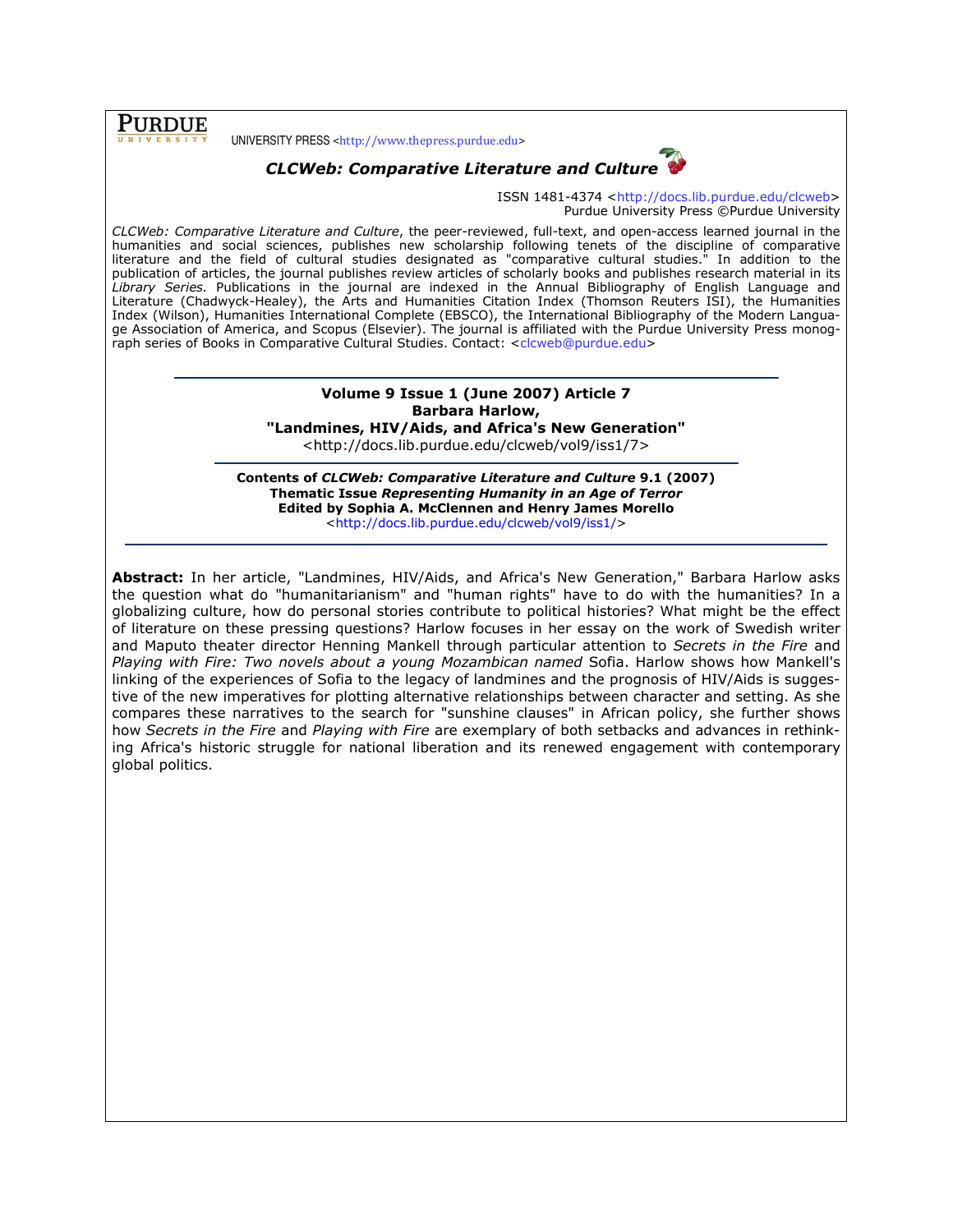PURDUE UNIVERSITY

UNIVERSITY PRESS <http://www.thepress.purdue.edu>

***CLCWeb: Comparative Literature and Culture***

ISSN 1481-4374 <http://docs.lib.purdue.edu/clcweb>
Purdue University Press ©Purdue University

*CLCWeb: Comparative Literature and Culture*, the peer-reviewed, full-text, and open-access learned journal in the humanities and social sciences, publishes new scholarship following tenets of the discipline of comparative literature and the field of cultural studies designated as "comparative cultural studies." In addition to the publication of articles, the journal publishes review articles of scholarly books and publishes research material in its *Library Series.* Publications in the journal are indexed in the Annual Bibliography of English Language and Literature (Chadwyck-Healey), the Arts and Humanities Citation Index (Thomson Reuters ISI), the Humanities Index (Wilson), Humanities International Complete (EBSCO), the International Bibliography of the Modern Language Association of America, and Scopus (Elsevier). The journal is affiliated with the Purdue University Press monograph series of Books in Comparative Cultural Studies. Contact: <clcweb@purdue.edu>

---

**Volume 9 Issue 1 (June 2007) Article 7**
**Barbara Harlow,**
**"Landmines, HIV/Aids, and Africa's New Generation"**
<http://docs.lib.purdue.edu/clcweb/vol9/iss1/7>

---

**Contents of *CLCWeb: Comparative Literature and Culture* 9.1 (2007)**
**Thematic Issue *Representing Humanity in an Age of Terror***
**Edited by Sophia A. McClennen and Henry James Morello**
<http://docs.lib.purdue.edu/clcweb/vol9/iss1/>

---

**Abstract:** In her article, "Landmines, HIV/Aids, and Africa's New Generation," Barbara Harlow asks the question what do "humanitarianism" and "human rights" have to do with the humanities? In a globalizing culture, how do personal stories contribute to political histories? What might be the effect of literature on these pressing questions? Harlow focuses in her essay on the work of Swedish writer and Maputo theater director Henning Mankell through particular attention to *Secrets in the Fire* and *Playing with Fire: Two novels about a young Mozambican named* Sofia. Harlow shows how Mankell's linking of the experiences of Sofia to the legacy of landmines and the prognosis of HIV/Aids is suggestive of the new imperatives for plotting alternative relationships between character and setting. As she compares these narratives to the search for "sunshine clauses" in African policy, she further shows how *Secrets in the Fire* and *Playing with Fire* are exemplary of both setbacks and advances in rethinking Africa's historic struggle for national liberation and its renewed engagement with contemporary global politics.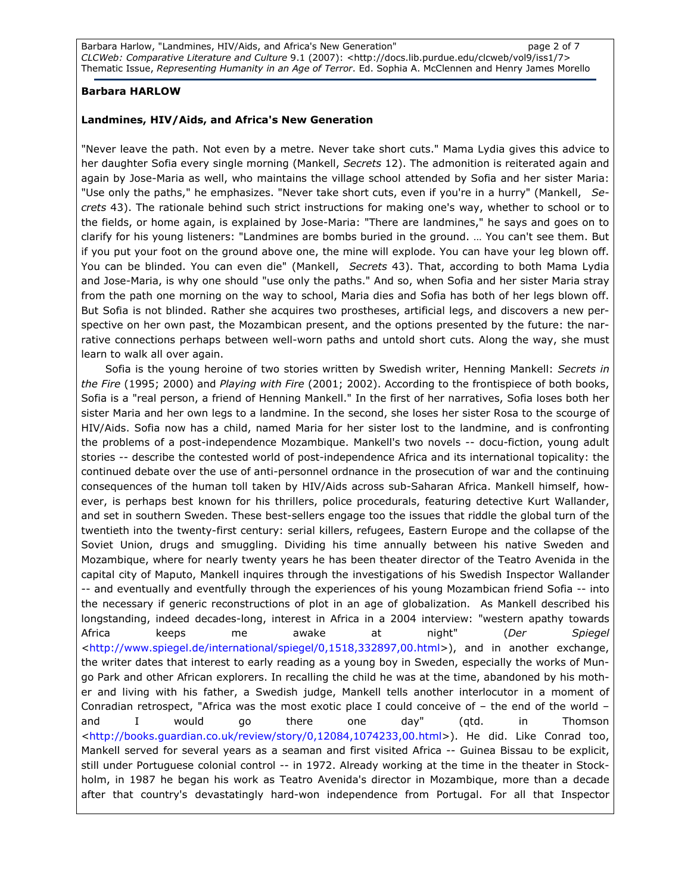**Barbara HARLOW**

**Landmines, HIV/Aids, and Africa's New Generation**

"Never leave the path. Not even by a metre. Never take short cuts." Mama Lydia gives this advice to her daughter Sofia every single morning (Mankell, *Secrets* 12). The admonition is reiterated again and again by Jose-Maria as well, who maintains the village school attended by Sofia and her sister Maria: "Use only the paths," he emphasizes. "Never take short cuts, even if you're in a hurry" (Mankell, *Secrets* 43). The rationale behind such strict instructions for making one's way, whether to school or to the fields, or home again, is explained by Jose-Maria: "There are landmines," he says and goes on to clarify for his young listeners: "Landmines are bombs buried in the ground. … You can't see them. But if you put your foot on the ground above one, the mine will explode. You can have your leg blown off. You can be blinded. You can even die" (Mankell, *Secrets* 43). That, according to both Mama Lydia and Jose-Maria, is why one should "use only the paths." And so, when Sofia and her sister Maria stray from the path one morning on the way to school, Maria dies and Sofia has both of her legs blown off. But Sofia is not blinded. Rather she acquires two prostheses, artificial legs, and discovers a new perspective on her own past, the Mozambican present, and the options presented by the future: the narrative connections perhaps between well-worn paths and untold short cuts. Along the way, she must learn to walk all over again.

Sofia is the young heroine of two stories written by Swedish writer, Henning Mankell: *Secrets in the Fire* (1995; 2000) and *Playing with Fire* (2001; 2002). According to the frontispiece of both books, Sofia is a "real person, a friend of Henning Mankell." In the first of her narratives, Sofia loses both her sister Maria and her own legs to a landmine. In the second, she loses her sister Rosa to the scourge of HIV/Aids. Sofia now has a child, named Maria for her sister lost to the landmine, and is confronting the problems of a post-independence Mozambique. Mankell's two novels -- docu-fiction, young adult stories -- describe the contested world of post-independence Africa and its international topicality: the continued debate over the use of anti-personnel ordnance in the prosecution of war and the continuing consequences of the human toll taken by HIV/Aids across sub-Saharan Africa. Mankell himself, however, is perhaps best known for his thrillers, police procedurals, featuring detective Kurt Wallander, and set in southern Sweden. These best-sellers engage too the issues that riddle the global turn of the twentieth into the twenty-first century: serial killers, refugees, Eastern Europe and the collapse of the Soviet Union, drugs and smuggling. Dividing his time annually between his native Sweden and Mozambique, where for nearly twenty years he has been theater director of the Teatro Avenida in the capital city of Maputo, Mankell inquires through the investigations of his Swedish Inspector Wallander -- and eventually and eventfully through the experiences of his young Mozambican friend Sofia -- into the necessary if generic reconstructions of plot in an age of globalization. As Mankell described his longstanding, indeed decades-long, interest in Africa in a 2004 interview: "western apathy towards Africa keeps me awake at night" (*Der Spiegel* <http://www.spiegel.de/international/spiegel/0,1518,332897,00.html>), and in another exchange, the writer dates that interest to early reading as a young boy in Sweden, especially the works of Mungo Park and other African explorers. In recalling the child he was at the time, abandoned by his mother and living with his father, a Swedish judge, Mankell tells another interlocutor in a moment of Conradian retrospect, "Africa was the most exotic place I could conceive of – the end of the world – and I would go there one day" (qtd. in Thomson <http://books.guardian.co.uk/review/story/0,12084,1074233,00.html>). He did. Like Conrad too, Mankell served for several years as a seaman and first visited Africa -- Guinea Bissau to be explicit, still under Portuguese colonial control -- in 1972. Already working at the time in the theater in Stockholm, in 1987 he began his work as Teatro Avenida's director in Mozambique, more than a decade after that country's devastatingly hard-won independence from Portugal. For all that Inspector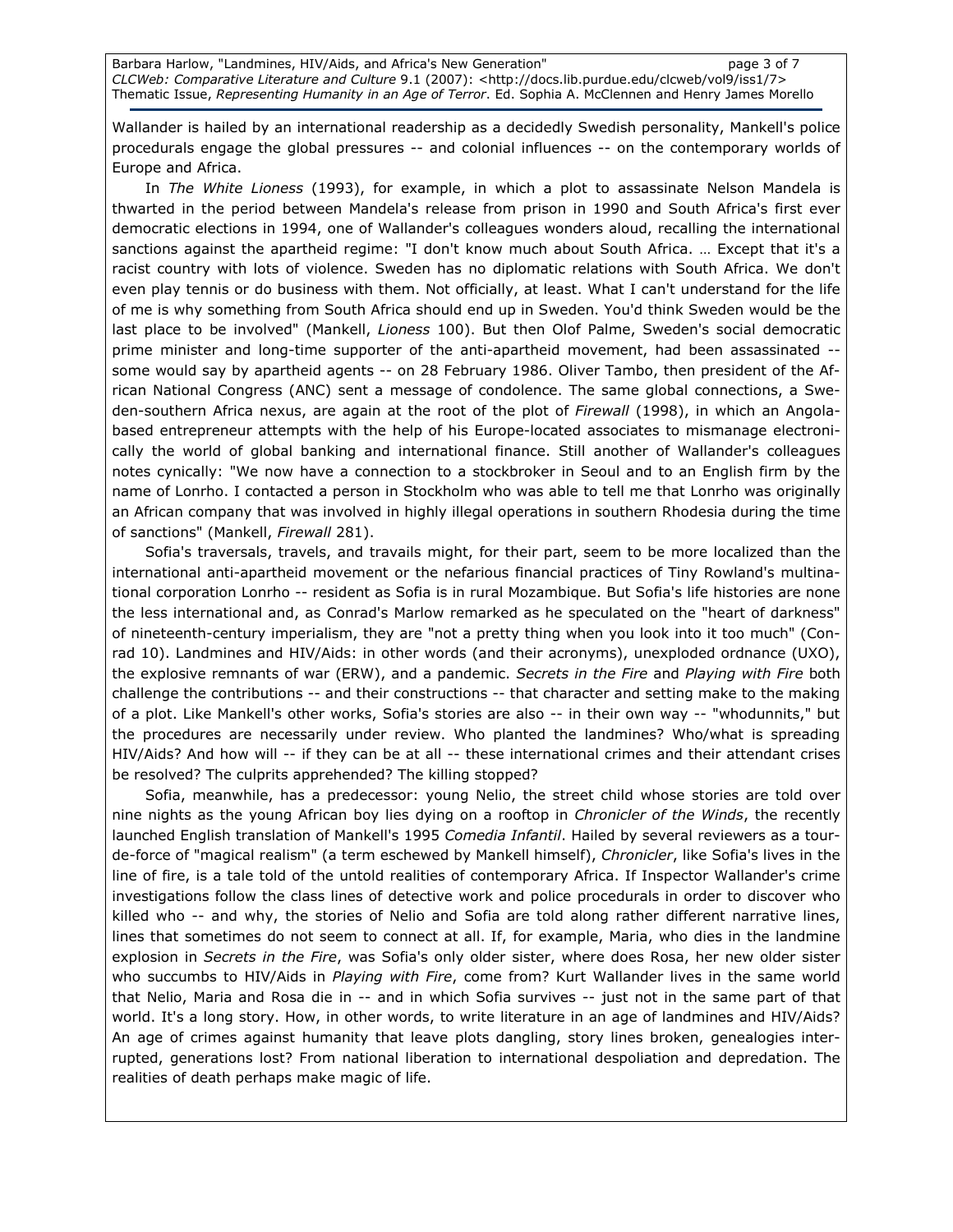Wallander is hailed by an international readership as a decidedly Swedish personality, Mankell's police procedurals engage the global pressures -- and colonial influences -- on the contemporary worlds of Europe and Africa.

In *The White Lioness* (1993), for example, in which a plot to assassinate Nelson Mandela is thwarted in the period between Mandela's release from prison in 1990 and South Africa's first ever democratic elections in 1994, one of Wallander's colleagues wonders aloud, recalling the international sanctions against the apartheid regime: "I don't know much about South Africa. … Except that it's a racist country with lots of violence. Sweden has no diplomatic relations with South Africa. We don't even play tennis or do business with them. Not officially, at least. What I can't understand for the life of me is why something from South Africa should end up in Sweden. You'd think Sweden would be the last place to be involved" (Mankell, *Lioness* 100). But then Olof Palme, Sweden's social democratic prime minister and long-time supporter of the anti-apartheid movement, had been assassinated -- some would say by apartheid agents -- on 28 February 1986. Oliver Tambo, then president of the African National Congress (ANC) sent a message of condolence. The same global connections, a Sweden-southern Africa nexus, are again at the root of the plot of *Firewall* (1998), in which an Angola-based entrepreneur attempts with the help of his Europe-located associates to mismanage electronically the world of global banking and international finance. Still another of Wallander's colleagues notes cynically: "We now have a connection to a stockbroker in Seoul and to an English firm by the name of Lonrho. I contacted a person in Stockholm who was able to tell me that Lonrho was originally an African company that was involved in highly illegal operations in southern Rhodesia during the time of sanctions" (Mankell, *Firewall* 281).

Sofia's traversals, travels, and travails might, for their part, seem to be more localized than the international anti-apartheid movement or the nefarious financial practices of Tiny Rowland's multinational corporation Lonrho -- resident as Sofia is in rural Mozambique. But Sofia's life histories are none the less international and, as Conrad's Marlow remarked as he speculated on the "heart of darkness" of nineteenth-century imperialism, they are "not a pretty thing when you look into it too much" (Conrad 10). Landmines and HIV/Aids: in other words (and their acronyms), unexploded ordnance (UXO), the explosive remnants of war (ERW), and a pandemic. *Secrets in the Fire* and *Playing with Fire* both challenge the contributions -- and their constructions -- that character and setting make to the making of a plot. Like Mankell's other works, Sofia's stories are also -- in their own way -- "whodunnits," but the procedures are necessarily under review. Who planted the landmines? Who/what is spreading HIV/Aids? And how will -- if they can be at all -- these international crimes and their attendant crises be resolved? The culprits apprehended? The killing stopped?

Sofia, meanwhile, has a predecessor: young Nelio, the street child whose stories are told over nine nights as the young African boy lies dying on a rooftop in *Chronicler of the Winds*, the recently launched English translation of Mankell's 1995 *Comedia Infantil*. Hailed by several reviewers as a tour-de-force of "magical realism" (a term eschewed by Mankell himself), *Chronicler*, like Sofia's lives in the line of fire, is a tale told of the untold realities of contemporary Africa. If Inspector Wallander's crime investigations follow the class lines of detective work and police procedurals in order to discover who killed who -- and why, the stories of Nelio and Sofia are told along rather different narrative lines, lines that sometimes do not seem to connect at all. If, for example, Maria, who dies in the landmine explosion in *Secrets in the Fire*, was Sofia's only older sister, where does Rosa, her new older sister who succumbs to HIV/Aids in *Playing with Fire*, come from? Kurt Wallander lives in the same world that Nelio, Maria and Rosa die in -- and in which Sofia survives -- just not in the same part of that world. It's a long story. How, in other words, to write literature in an age of landmines and HIV/Aids? An age of crimes against humanity that leave plots dangling, story lines broken, genealogies interrupted, generations lost? From national liberation to international despoliation and depredation. The realities of death perhaps make magic of life.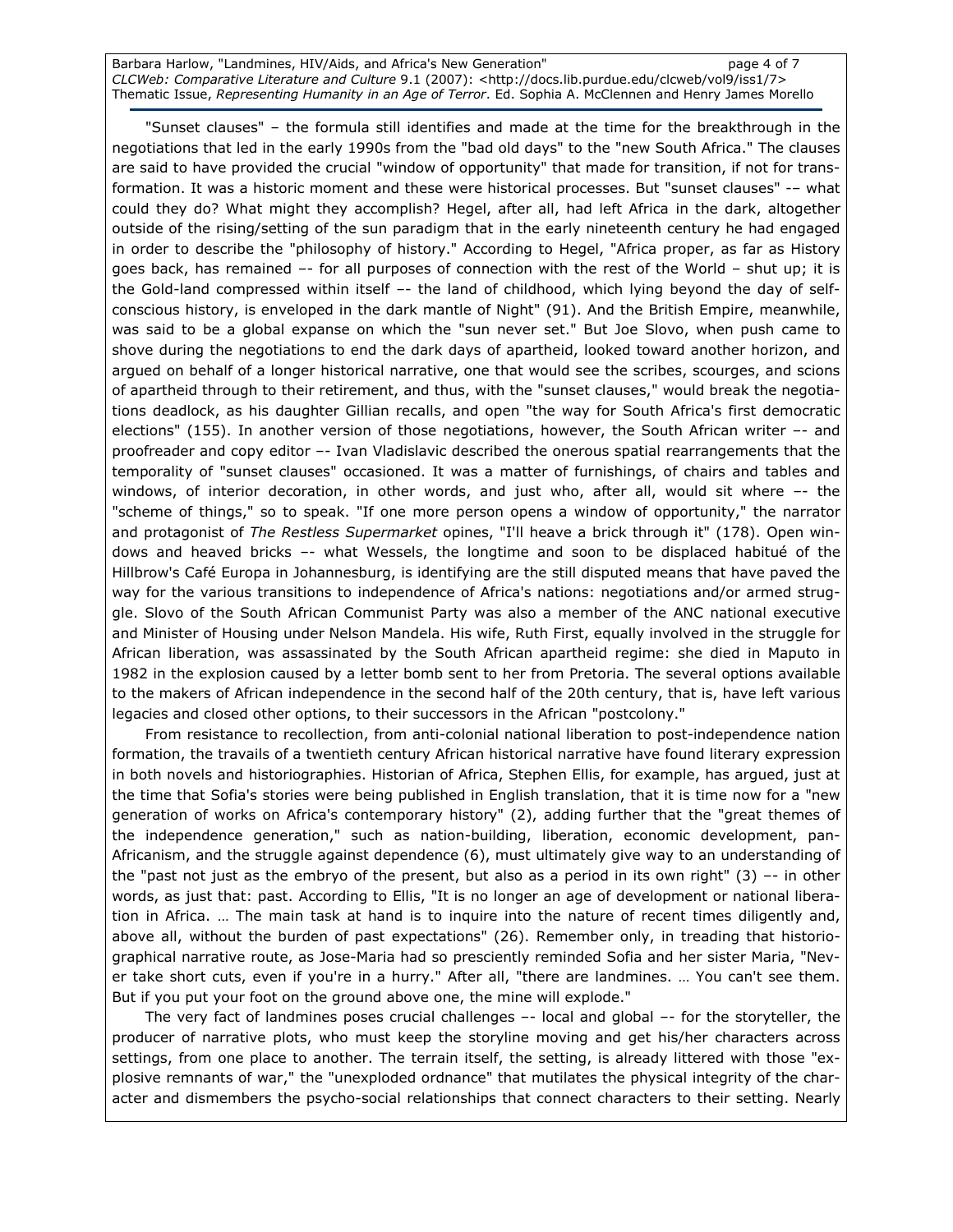"Sunset clauses" – the formula still identifies and made at the time for the breakthrough in the negotiations that led in the early 1990s from the "bad old days" to the "new South Africa." The clauses are said to have provided the crucial "window of opportunity" that made for transition, if not for transformation. It was a historic moment and these were historical processes. But "sunset clauses" -– what could they do? What might they accomplish? Hegel, after all, had left Africa in the dark, altogether outside of the rising/setting of the sun paradigm that in the early nineteenth century he had engaged in order to describe the "philosophy of history." According to Hegel, "Africa proper, as far as History goes back, has remained –- for all purposes of connection with the rest of the World – shut up; it is the Gold-land compressed within itself –- the land of childhood, which lying beyond the day of self-conscious history, is enveloped in the dark mantle of Night" (91). And the British Empire, meanwhile, was said to be a global expanse on which the "sun never set." But Joe Slovo, when push came to shove during the negotiations to end the dark days of apartheid, looked toward another horizon, and argued on behalf of a longer historical narrative, one that would see the scribes, scourges, and scions of apartheid through to their retirement, and thus, with the "sunset clauses," would break the negotiations deadlock, as his daughter Gillian recalls, and open "the way for South Africa's first democratic elections" (155). In another version of those negotiations, however, the South African writer –- and proofreader and copy editor –- Ivan Vladislavic described the onerous spatial rearrangements that the temporality of "sunset clauses" occasioned. It was a matter of furnishings, of chairs and tables and windows, of interior decoration, in other words, and just who, after all, would sit where –- the "scheme of things," so to speak. "If one more person opens a window of opportunity," the narrator and protagonist of *The Restless Supermarket* opines, "I'll heave a brick through it" (178). Open windows and heaved bricks –- what Wessels, the longtime and soon to be displaced habitué of the Hillbrow's Café Europa in Johannesburg, is identifying are the still disputed means that have paved the way for the various transitions to independence of Africa's nations: negotiations and/or armed struggle. Slovo of the South African Communist Party was also a member of the ANC national executive and Minister of Housing under Nelson Mandela. His wife, Ruth First, equally involved in the struggle for African liberation, was assassinated by the South African apartheid regime: she died in Maputo in 1982 in the explosion caused by a letter bomb sent to her from Pretoria. The several options available to the makers of African independence in the second half of the 20th century, that is, have left various legacies and closed other options, to their successors in the African "postcolony."

From resistance to recollection, from anti-colonial national liberation to post-independence nation formation, the travails of a twentieth century African historical narrative have found literary expression in both novels and historiographies. Historian of Africa, Stephen Ellis, for example, has argued, just at the time that Sofia's stories were being published in English translation, that it is time now for a "new generation of works on Africa's contemporary history" (2), adding further that the "great themes of the independence generation," such as nation-building, liberation, economic development, pan-Africanism, and the struggle against dependence (6), must ultimately give way to an understanding of the "past not just as the embryo of the present, but also as a period in its own right" (3) –- in other words, as just that: past. According to Ellis, "It is no longer an age of development or national liberation in Africa. … The main task at hand is to inquire into the nature of recent times diligently and, above all, without the burden of past expectations" (26). Remember only, in treading that historiographical narrative route, as Jose-Maria had so presciently reminded Sofia and her sister Maria, "Never take short cuts, even if you're in a hurry." After all, "there are landmines. … You can't see them. But if you put your foot on the ground above one, the mine will explode."

The very fact of landmines poses crucial challenges –- local and global –- for the storyteller, the producer of narrative plots, who must keep the storyline moving and get his/her characters across settings, from one place to another. The terrain itself, the setting, is already littered with those "explosive remnants of war," the "unexploded ordnance" that mutilates the physical integrity of the character and dismembers the psycho-social relationships that connect characters to their setting. Nearly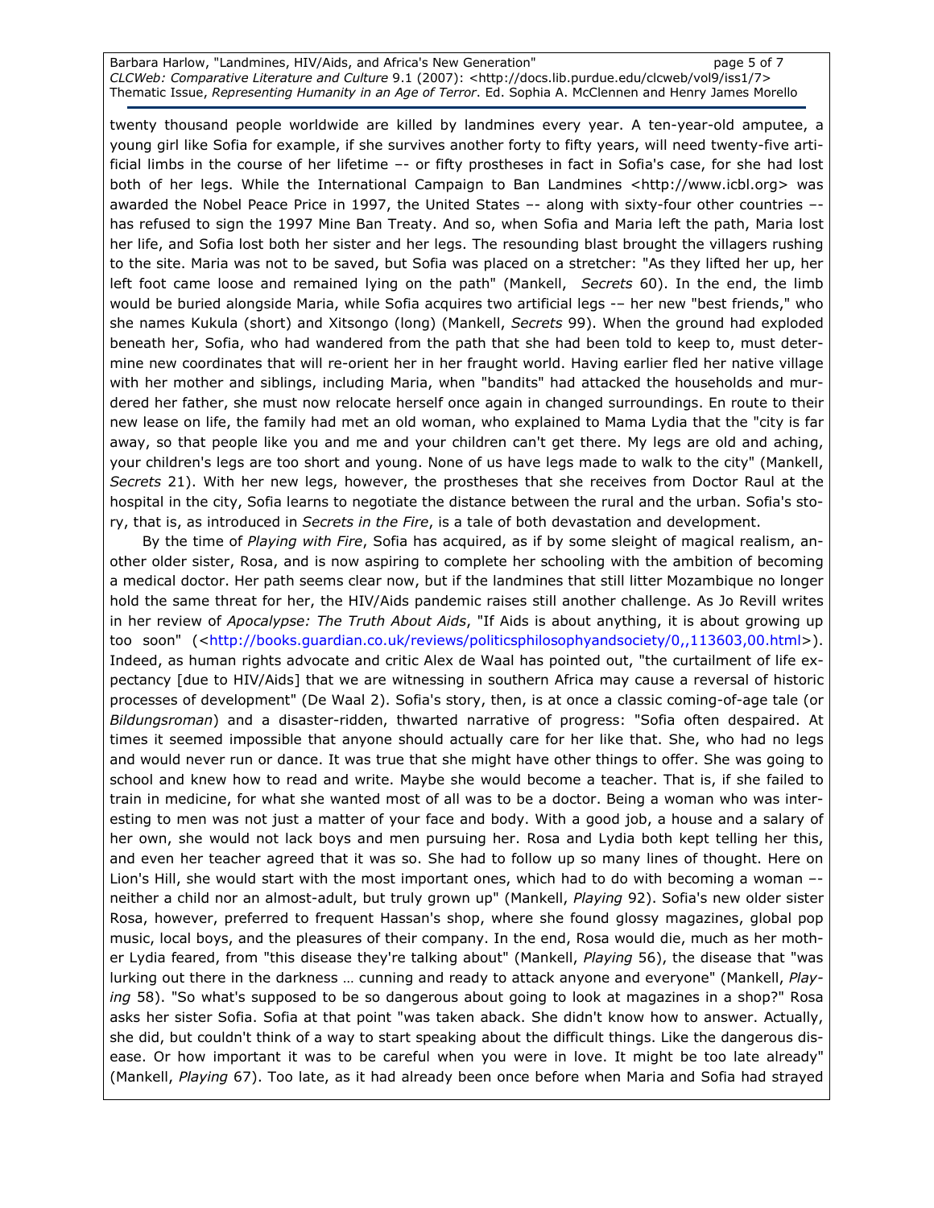twenty thousand people worldwide are killed by landmines every year. A ten-year-old amputee, a young girl like Sofia for example, if she survives another forty to fifty years, will need twenty-five artificial limbs in the course of her lifetime –- or fifty prostheses in fact in Sofia's case, for she had lost both of her legs. While the International Campaign to Ban Landmines <http://www.icbl.org> was awarded the Nobel Peace Price in 1997, the United States –- along with sixty-four other countries –- has refused to sign the 1997 Mine Ban Treaty. And so, when Sofia and Maria left the path, Maria lost her life, and Sofia lost both her sister and her legs. The resounding blast brought the villagers rushing to the site. Maria was not to be saved, but Sofia was placed on a stretcher: "As they lifted her up, her left foot came loose and remained lying on the path" (Mankell, *Secrets* 60). In the end, the limb would be buried alongside Maria, while Sofia acquires two artificial legs -– her new "best friends," who she names Kukula (short) and Xitsongo (long) (Mankell, *Secrets* 99). When the ground had exploded beneath her, Sofia, who had wandered from the path that she had been told to keep to, must determine new coordinates that will re-orient her in her fraught world. Having earlier fled her native village with her mother and siblings, including Maria, when "bandits" had attacked the households and murdered her father, she must now relocate herself once again in changed surroundings. En route to their new lease on life, the family had met an old woman, who explained to Mama Lydia that the "city is far away, so that people like you and me and your children can't get there. My legs are old and aching, your children's legs are too short and young. None of us have legs made to walk to the city" (Mankell, *Secrets* 21). With her new legs, however, the prostheses that she receives from Doctor Raul at the hospital in the city, Sofia learns to negotiate the distance between the rural and the urban. Sofia's story, that is, as introduced in *Secrets in the Fire*, is a tale of both devastation and development.

By the time of *Playing with Fire*, Sofia has acquired, as if by some sleight of magical realism, another older sister, Rosa, and is now aspiring to complete her schooling with the ambition of becoming a medical doctor. Her path seems clear now, but if the landmines that still litter Mozambique no longer hold the same threat for her, the HIV/Aids pandemic raises still another challenge. As Jo Revill writes in her review of *Apocalypse: The Truth About Aids*, "If Aids is about anything, it is about growing up too soon" (<http://books.guardian.co.uk/reviews/politicsphilosophyandsociety/0,,113603,00.html>). Indeed, as human rights advocate and critic Alex de Waal has pointed out, "the curtailment of life expectancy [due to HIV/Aids] that we are witnessing in southern Africa may cause a reversal of historic processes of development" (De Waal 2). Sofia's story, then, is at once a classic coming-of-age tale (or *Bildungsroman*) and a disaster-ridden, thwarted narrative of progress: "Sofia often despaired. At times it seemed impossible that anyone should actually care for her like that. She, who had no legs and would never run or dance. It was true that she might have other things to offer. She was going to school and knew how to read and write. Maybe she would become a teacher. That is, if she failed to train in medicine, for what she wanted most of all was to be a doctor. Being a woman who was interesting to men was not just a matter of your face and body. With a good job, a house and a salary of her own, she would not lack boys and men pursuing her. Rosa and Lydia both kept telling her this, and even her teacher agreed that it was so. She had to follow up so many lines of thought. Here on Lion's Hill, she would start with the most important ones, which had to do with becoming a woman –- neither a child nor an almost-adult, but truly grown up" (Mankell, *Playing* 92). Sofia's new older sister Rosa, however, preferred to frequent Hassan's shop, where she found glossy magazines, global pop music, local boys, and the pleasures of their company. In the end, Rosa would die, much as her mother Lydia feared, from "this disease they're talking about" (Mankell, *Playing* 56), the disease that "was lurking out there in the darkness … cunning and ready to attack anyone and everyone" (Mankell, *Playing* 58). "So what's supposed to be so dangerous about going to look at magazines in a shop?" Rosa asks her sister Sofia. Sofia at that point "was taken aback. She didn't know how to answer. Actually, she did, but couldn't think of a way to start speaking about the difficult things. Like the dangerous disease. Or how important it was to be careful when you were in love. It might be too late already" (Mankell, *Playing* 67). Too late, as it had already been once before when Maria and Sofia had strayed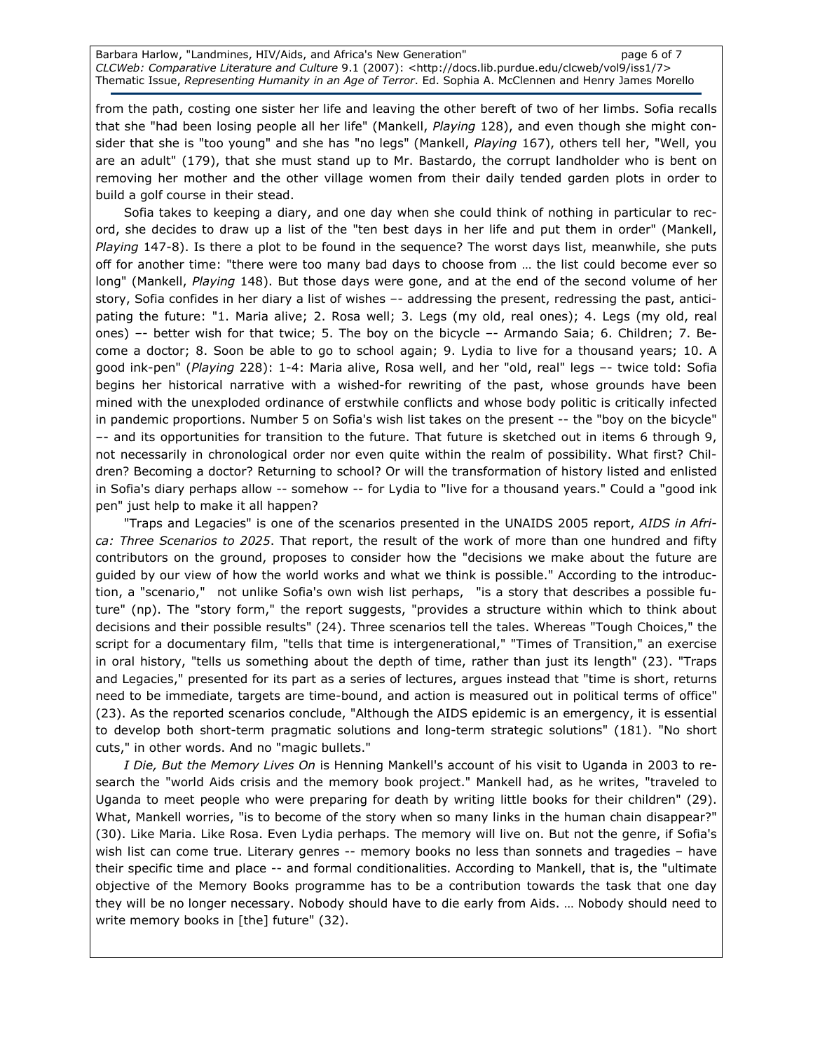from the path, costing one sister her life and leaving the other bereft of two of her limbs. Sofia recalls that she "had been losing people all her life" (Mankell, *Playing* 128), and even though she might consider that she is "too young" and she has "no legs" (Mankell, *Playing* 167), others tell her, "Well, you are an adult" (179), that she must stand up to Mr. Bastardo, the corrupt landholder who is bent on removing her mother and the other village women from their daily tended garden plots in order to build a golf course in their stead.

Sofia takes to keeping a diary, and one day when she could think of nothing in particular to record, she decides to draw up a list of the "ten best days in her life and put them in order" (Mankell, *Playing* 147-8). Is there a plot to be found in the sequence? The worst days list, meanwhile, she puts off for another time: "there were too many bad days to choose from … the list could become ever so long" (Mankell, *Playing* 148). But those days were gone, and at the end of the second volume of her story, Sofia confides in her diary a list of wishes –- addressing the present, redressing the past, anticipating the future: "1. Maria alive; 2. Rosa well; 3. Legs (my old, real ones); 4. Legs (my old, real ones) –- better wish for that twice; 5. The boy on the bicycle –- Armando Saia; 6. Children; 7. Become a doctor; 8. Soon be able to go to school again; 9. Lydia to live for a thousand years; 10. A good ink-pen" (*Playing* 228): 1-4: Maria alive, Rosa well, and her "old, real" legs –- twice told: Sofia begins her historical narrative with a wished-for rewriting of the past, whose grounds have been mined with the unexploded ordinance of erstwhile conflicts and whose body politic is critically infected in pandemic proportions. Number 5 on Sofia's wish list takes on the present -- the "boy on the bicycle" –- and its opportunities for transition to the future. That future is sketched out in items 6 through 9, not necessarily in chronological order nor even quite within the realm of possibility. What first? Children? Becoming a doctor? Returning to school? Or will the transformation of history listed and enlisted in Sofia's diary perhaps allow -- somehow -- for Lydia to "live for a thousand years." Could a "good ink pen" just help to make it all happen?

"Traps and Legacies" is one of the scenarios presented in the UNAIDS 2005 report, *AIDS in Africa: Three Scenarios to 2025*. That report, the result of the work of more than one hundred and fifty contributors on the ground, proposes to consider how the "decisions we make about the future are guided by our view of how the world works and what we think is possible." According to the introduction, a "scenario," not unlike Sofia's own wish list perhaps, "is a story that describes a possible future" (np). The "story form," the report suggests, "provides a structure within which to think about decisions and their possible results" (24). Three scenarios tell the tales. Whereas "Tough Choices," the script for a documentary film, "tells that time is intergenerational," "Times of Transition," an exercise in oral history, "tells us something about the depth of time, rather than just its length" (23). "Traps and Legacies," presented for its part as a series of lectures, argues instead that "time is short, returns need to be immediate, targets are time-bound, and action is measured out in political terms of office" (23). As the reported scenarios conclude, "Although the AIDS epidemic is an emergency, it is essential to develop both short-term pragmatic solutions and long-term strategic solutions" (181). "No short cuts," in other words. And no "magic bullets."

*I Die, But the Memory Lives On* is Henning Mankell's account of his visit to Uganda in 2003 to research the "world Aids crisis and the memory book project." Mankell had, as he writes, "traveled to Uganda to meet people who were preparing for death by writing little books for their children" (29). What, Mankell worries, "is to become of the story when so many links in the human chain disappear?" (30). Like Maria. Like Rosa. Even Lydia perhaps. The memory will live on. But not the genre, if Sofia's wish list can come true. Literary genres -- memory books no less than sonnets and tragedies – have their specific time and place -- and formal conditionalities. According to Mankell, that is, the "ultimate objective of the Memory Books programme has to be a contribution towards the task that one day they will be no longer necessary. Nobody should have to die early from Aids. … Nobody should need to write memory books in [the] future" (32).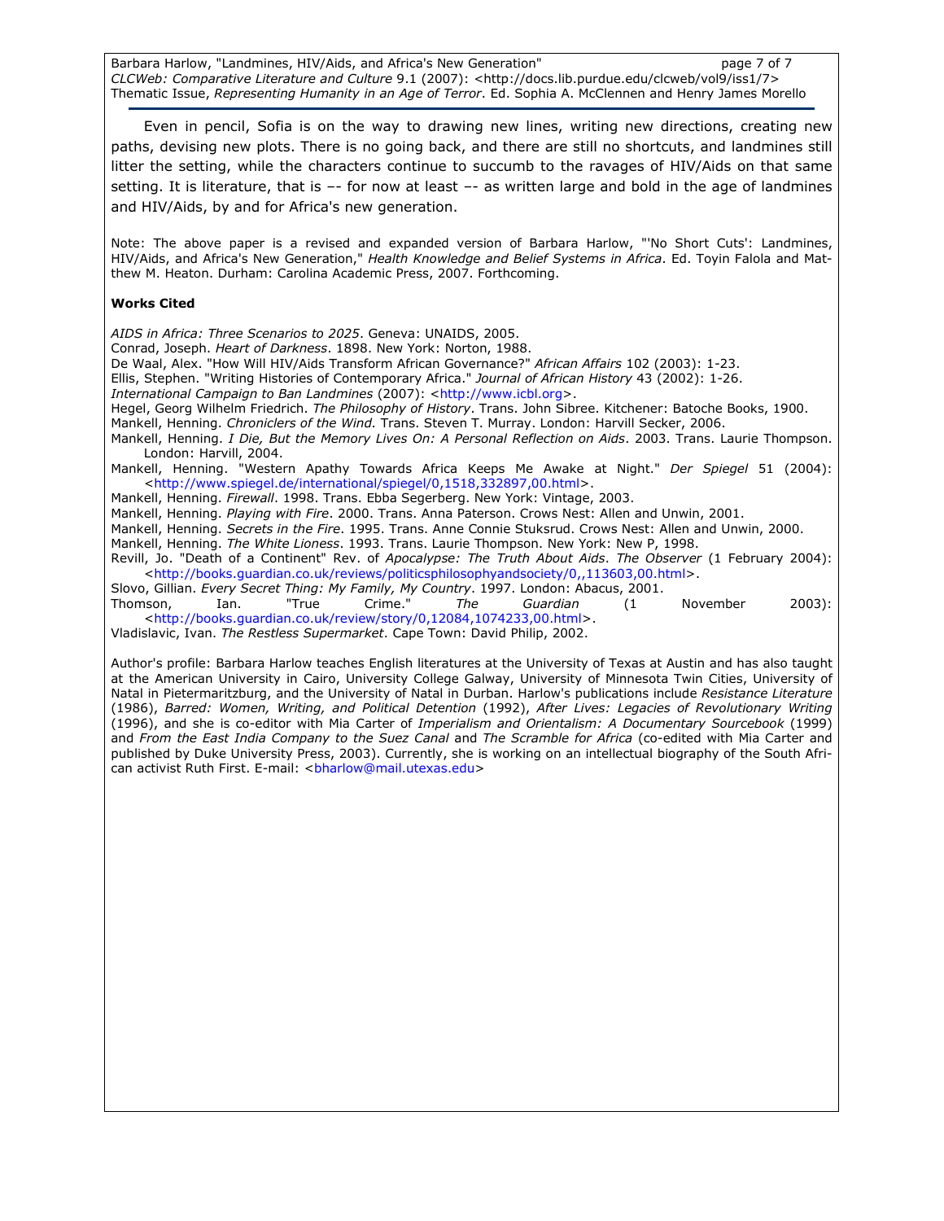Even in pencil, Sofia is on the way to drawing new lines, writing new directions, creating new paths, devising new plots. There is no going back, and there are still no shortcuts, and landmines still litter the setting, while the characters continue to succumb to the ravages of HIV/Aids on that same setting. It is literature, that is –- for now at least –- as written large and bold in the age of landmines and HIV/Aids, by and for Africa's new generation.

Note: The above paper is a revised and expanded version of Barbara Harlow, "'No Short Cuts': Landmines, HIV/Aids, and Africa's New Generation," *Health Knowledge and Belief Systems in Africa*. Ed. Toyin Falola and Matthew M. Heaton. Durham: Carolina Academic Press, 2007. Forthcoming.

**Works Cited**

*AIDS in Africa: Three Scenarios to 2025*. Geneva: UNAIDS, 2005.

Conrad, Joseph. *Heart of Darkness*. 1898. New York: Norton, 1988.

De Waal, Alex. "How Will HIV/Aids Transform African Governance?" *African Affairs* 102 (2003): 1-23.

Ellis, Stephen. "Writing Histories of Contemporary Africa." *Journal of African History* 43 (2002): 1-26.

*International Campaign to Ban Landmines* (2007): <http://www.icbl.org>.

Hegel, Georg Wilhelm Friedrich. *The Philosophy of History*. Trans. John Sibree. Kitchener: Batoche Books, 1900.

Mankell, Henning. *Chroniclers of the Wind*. Trans. Steven T. Murray. London: Harvill Secker, 2006.

Mankell, Henning. *I Die, But the Memory Lives On: A Personal Reflection on Aids*. 2003. Trans. Laurie Thompson. London: Harvill, 2004.

Mankell, Henning. "Western Apathy Towards Africa Keeps Me Awake at Night." *Der Spiegel* 51 (2004): <http://www.spiegel.de/international/spiegel/0,1518,332897,00.html>.

Mankell, Henning. *Firewall*. 1998. Trans. Ebba Segerberg. New York: Vintage, 2003.

Mankell, Henning. *Playing with Fire*. 2000. Trans. Anna Paterson. Crows Nest: Allen and Unwin, 2001.

Mankell, Henning. *Secrets in the Fire*. 1995. Trans. Anne Connie Stuksrud. Crows Nest: Allen and Unwin, 2000.

Mankell, Henning. *The White Lioness*. 1993. Trans. Laurie Thompson. New York: New P, 1998.

Revill, Jo. "Death of a Continent" Rev. of *Apocalypse: The Truth About Aids*. *The Observer* (1 February 2004): <http://books.guardian.co.uk/reviews/politicsphilosophyandsociety/0,,113603,00.html>.

Slovo, Gillian. *Every Secret Thing: My Family, My Country*. 1997. London: Abacus, 2001.

Thomson, Ian. "True Crime." *The Guardian* (1 November 2003): <http://books.guardian.co.uk/review/story/0,12084,1074233,00.html>.

Vladislavic, Ivan. *The Restless Supermarket*. Cape Town: David Philip, 2002.

Author's profile: Barbara Harlow teaches English literatures at the University of Texas at Austin and has also taught at the American University in Cairo, University College Galway, University of Minnesota Twin Cities, University of Natal in Pietermaritzburg, and the University of Natal in Durban. Harlow's publications include *Resistance Literature* (1986), *Barred: Women, Writing, and Political Detention* (1992), *After Lives: Legacies of Revolutionary Writing* (1996), and she is co-editor with Mia Carter of *Imperialism and Orientalism: A Documentary Sourcebook* (1999) and *From the East India Company to the Suez Canal* and *The Scramble for Africa* (co-edited with Mia Carter and published by Duke University Press, 2003). Currently, she is working on an intellectual biography of the South African activist Ruth First. E-mail: <bharlow@mail.utexas.edu>